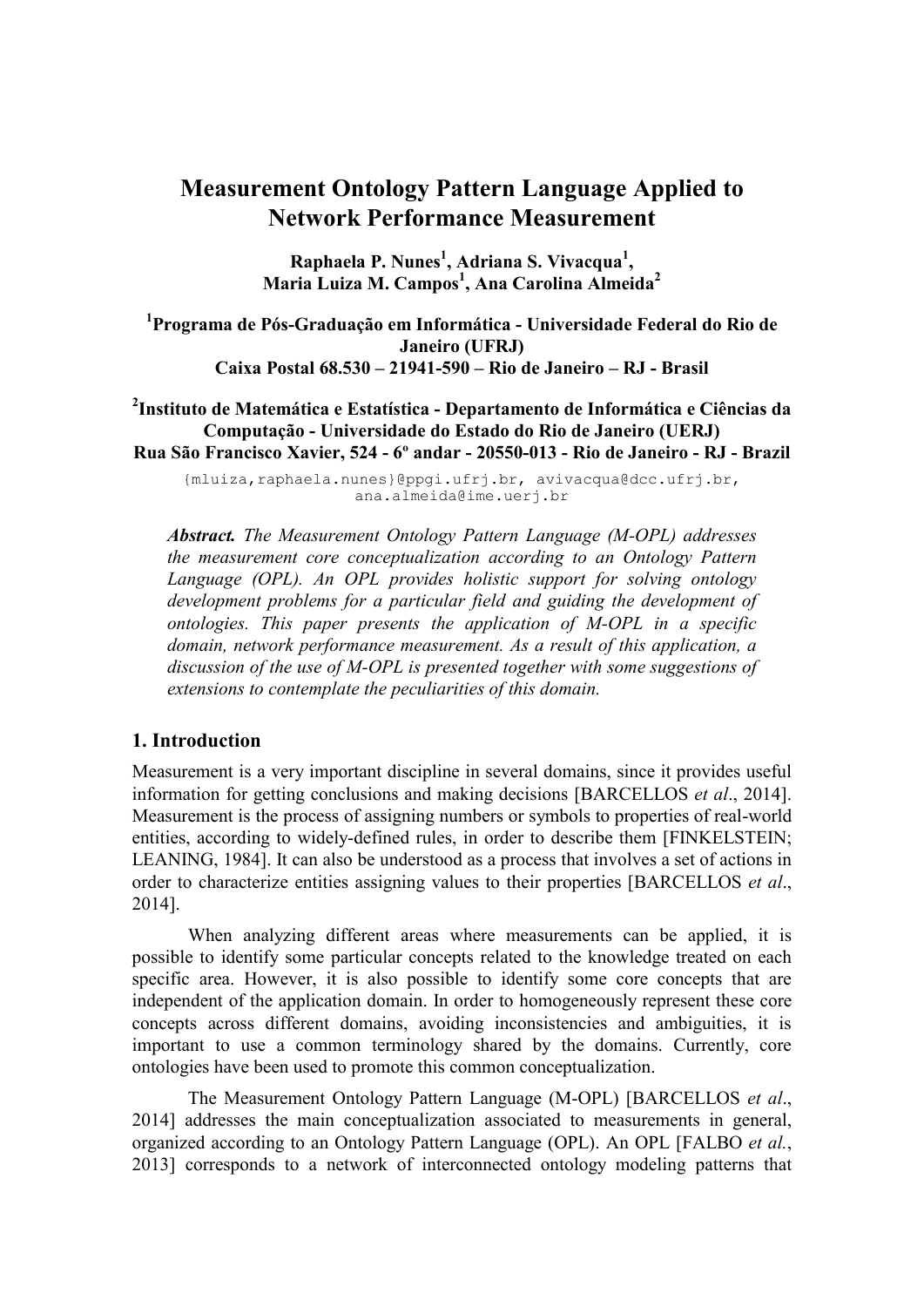# Measurement Ontology Pattern Language Applied to Network Performance Measurement

**Raphaela P. Nunes[1], Adriana S. Vivacqua[1], Maria Luiza M. Campos[1], Ana Carolina Almeida[2]**

**[1]Programa de Pós-Graduação em Informática - Universidade Federal do Rio de Janeiro (UFRJ)**
**Caixa Postal 68.530 – 21941-590 – Rio de Janeiro – RJ - Brasil**

**[2]Instituto de Matemática e Estatística - Departamento de Informática e Ciências da Computação - Universidade do Estado do Rio de Janeiro (UERJ)**
**Rua São Francisco Xavier, 524 - 6º andar - 20550-013 - Rio de Janeiro - RJ - Brazil**

{mluiza,raphaela.nunes}@ppgi.ufrj.br, avivacqua@dcc.ufrj.br, ana.almeida@ime.uerj.br

***Abstract.*** *The Measurement Ontology Pattern Language (M-OPL) addresses the measurement core conceptualization according to an Ontology Pattern Language (OPL). An OPL provides holistic support for solving ontology development problems for a particular field and guiding the development of ontologies. This paper presents the application of M-OPL in a specific domain, network performance measurement. As a result of this application, a discussion of the use of M-OPL is presented together with some suggestions of extensions to contemplate the peculiarities of this domain.*

## 1. Introduction

Measurement is a very important discipline in several domains, since it provides useful information for getting conclusions and making decisions [BARCELLOS *et al*., 2014]. Measurement is the process of assigning numbers or symbols to properties of real-world entities, according to widely-defined rules, in order to describe them [FINKELSTEIN; LEANING, 1984]. It can also be understood as a process that involves a set of actions in order to characterize entities assigning values to their properties [BARCELLOS *et al*., 2014].

When analyzing different areas where measurements can be applied, it is possible to identify some particular concepts related to the knowledge treated on each specific area. However, it is also possible to identify some core concepts that are independent of the application domain. In order to homogeneously represent these core concepts across different domains, avoiding inconsistencies and ambiguities, it is important to use a common terminology shared by the domains. Currently, core ontologies have been used to promote this common conceptualization.

The Measurement Ontology Pattern Language (M-OPL) [BARCELLOS *et al*., 2014] addresses the main conceptualization associated to measurements in general, organized according to an Ontology Pattern Language (OPL). An OPL [FALBO *et al.*, 2013] corresponds to a network of interconnected ontology modeling patterns that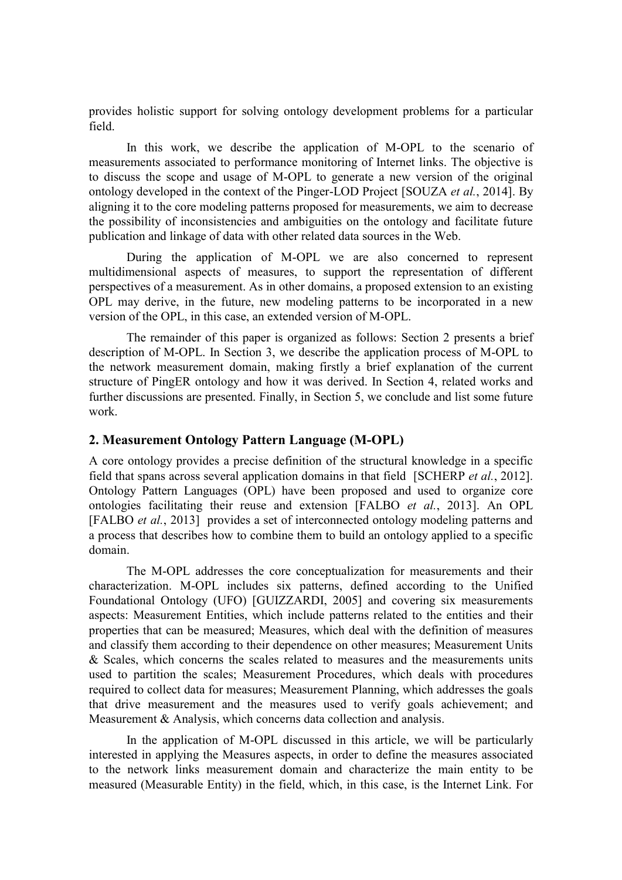provides holistic support for solving ontology development problems for a particular field.

In this work, we describe the application of M-OPL to the scenario of measurements associated to performance monitoring of Internet links. The objective is to discuss the scope and usage of M-OPL to generate a new version of the original ontology developed in the context of the Pinger-LOD Project [SOUZA *et al.*, 2014]. By aligning it to the core modeling patterns proposed for measurements, we aim to decrease the possibility of inconsistencies and ambiguities on the ontology and facilitate future publication and linkage of data with other related data sources in the Web.

During the application of M-OPL we are also concerned to represent multidimensional aspects of measures, to support the representation of different perspectives of a measurement. As in other domains, a proposed extension to an existing OPL may derive, in the future, new modeling patterns to be incorporated in a new version of the OPL, in this case, an extended version of M-OPL.

The remainder of this paper is organized as follows: Section 2 presents a brief description of M-OPL. In Section 3, we describe the application process of M-OPL to the network measurement domain, making firstly a brief explanation of the current structure of PingER ontology and how it was derived. In Section 4, related works and further discussions are presented. Finally, in Section 5, we conclude and list some future work.

## 2. Measurement Ontology Pattern Language (M-OPL)

A core ontology provides a precise definition of the structural knowledge in a specific field that spans across several application domains in that field [SCHERP *et al.*, 2012]. Ontology Pattern Languages (OPL) have been proposed and used to organize core ontologies facilitating their reuse and extension [FALBO *et al.*, 2013]. An OPL [FALBO *et al.*, 2013] provides a set of interconnected ontology modeling patterns and a process that describes how to combine them to build an ontology applied to a specific domain.

The M-OPL addresses the core conceptualization for measurements and their characterization. M-OPL includes six patterns, defined according to the Unified Foundational Ontology (UFO) [GUIZZARDI, 2005] and covering six measurements aspects: Measurement Entities, which include patterns related to the entities and their properties that can be measured; Measures, which deal with the definition of measures and classify them according to their dependence on other measures; Measurement Units & Scales, which concerns the scales related to measures and the measurements units used to partition the scales; Measurement Procedures, which deals with procedures required to collect data for measures; Measurement Planning, which addresses the goals that drive measurement and the measures used to verify goals achievement; and Measurement & Analysis, which concerns data collection and analysis.

In the application of M-OPL discussed in this article, we will be particularly interested in applying the Measures aspects, in order to define the measures associated to the network links measurement domain and characterize the main entity to be measured (Measurable Entity) in the field, which, in this case, is the Internet Link. For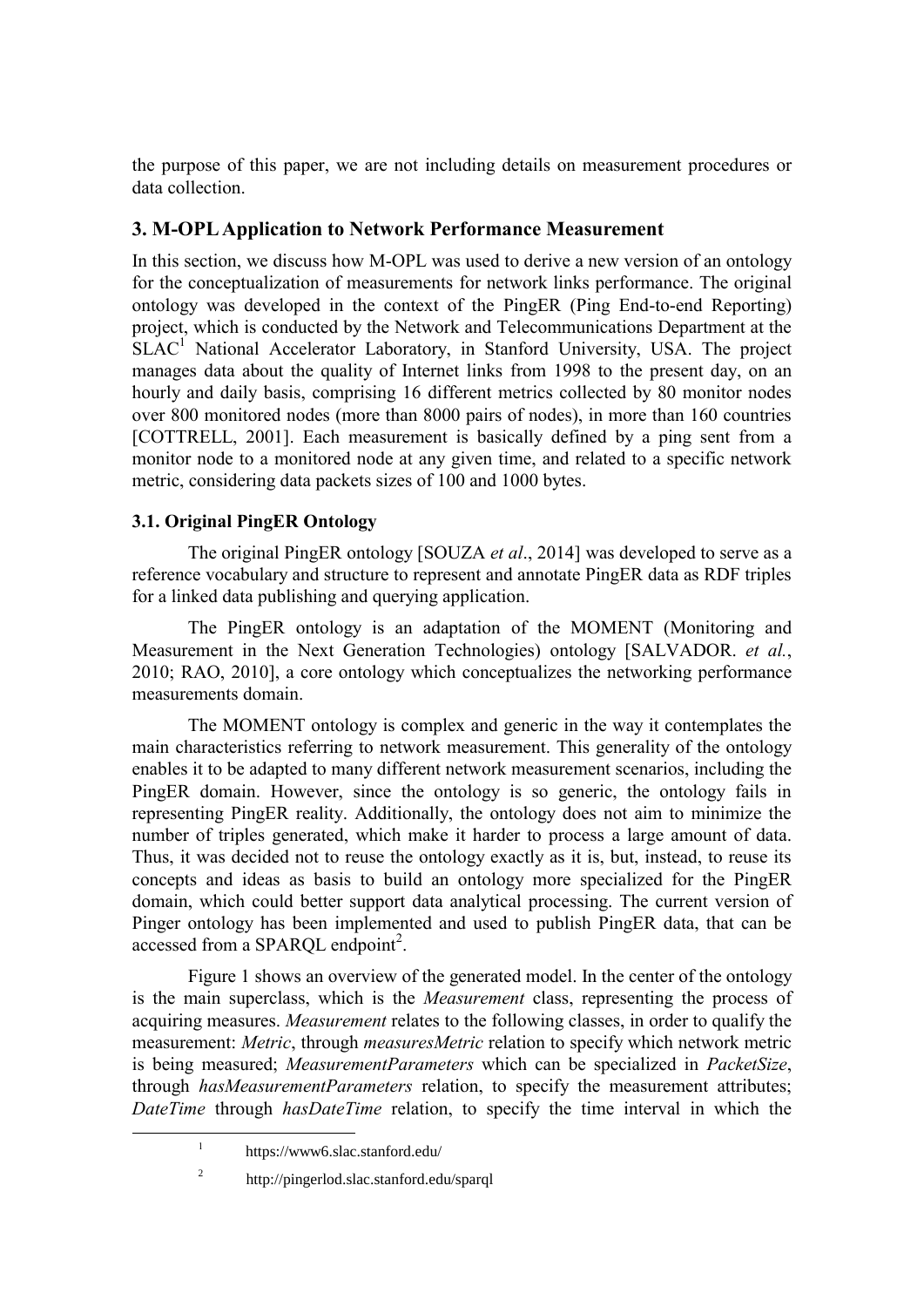the purpose of this paper, we are not including details on measurement procedures or data collection.

## 3. M-OPL Application to Network Performance Measurement

In this section, we discuss how M-OPL was used to derive a new version of an ontology for the conceptualization of measurements for network links performance. The original ontology was developed in the context of the PingER (Ping End-to-end Reporting) project, which is conducted by the Network and Telecommunications Department at the SLAC[1] National Accelerator Laboratory, in Stanford University, USA. The project manages data about the quality of Internet links from 1998 to the present day, on an hourly and daily basis, comprising 16 different metrics collected by 80 monitor nodes over 800 monitored nodes (more than 8000 pairs of nodes), in more than 160 countries [COTTRELL, 2001]. Each measurement is basically defined by a ping sent from a monitor node to a monitored node at any given time, and related to a specific network metric, considering data packets sizes of 100 and 1000 bytes.

### 3.1. Original PingER Ontology

The original PingER ontology [SOUZA *et al*., 2014] was developed to serve as a reference vocabulary and structure to represent and annotate PingER data as RDF triples for a linked data publishing and querying application.

The PingER ontology is an adaptation of the MOMENT (Monitoring and Measurement in the Next Generation Technologies) ontology [SALVADOR. *et al.*, 2010; RAO, 2010], a core ontology which conceptualizes the networking performance measurements domain.

The MOMENT ontology is complex and generic in the way it contemplates the main characteristics referring to network measurement. This generality of the ontology enables it to be adapted to many different network measurement scenarios, including the PingER domain. However, since the ontology is so generic, the ontology fails in representing PingER reality. Additionally, the ontology does not aim to minimize the number of triples generated, which make it harder to process a large amount of data. Thus, it was decided not to reuse the ontology exactly as it is, but, instead, to reuse its concepts and ideas as basis to build an ontology more specialized for the PingER domain, which could better support data analytical processing. The current version of Pinger ontology has been implemented and used to publish PingER data, that can be accessed from a SPARQL endpoint[2].

Figure 1 shows an overview of the generated model. In the center of the ontology is the main superclass, which is the *Measurement* class, representing the process of acquiring measures. *Measurement* relates to the following classes, in order to qualify the measurement: *Metric*, through *measuresMetric* relation to specify which network metric is being measured; *MeasurementParameters* which can be specialized in *PacketSize*, through *hasMeasurementParameters* relation, to specify the measurement attributes; *DateTime* through *hasDateTime* relation, to specify the time interval in which the

[1] https://www6.slac.stanford.edu/

[2] http://pingerlod.slac.stanford.edu/sparql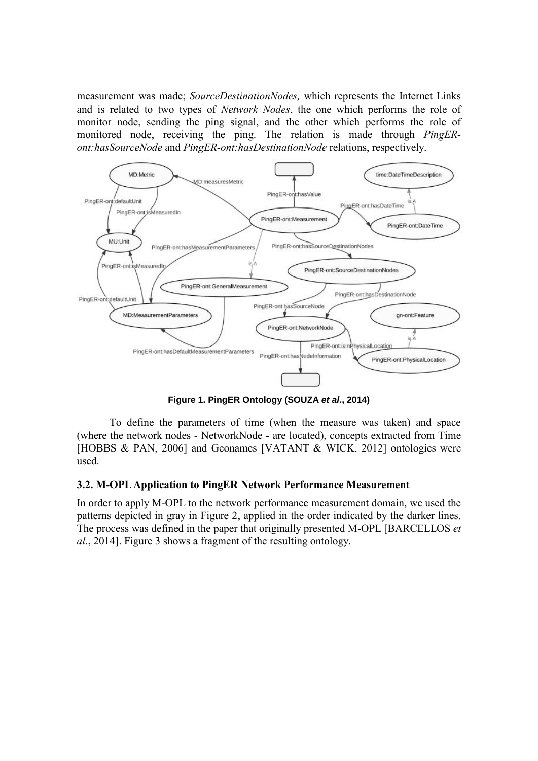measurement was made; *SourceDestinationNodes,* which represents the Internet Links and is related to two types of *Network Nodes*, the one which performs the role of monitor node, sending the ping signal, and the other which performs the role of monitored node, receiving the ping. The relation is made through *PingER-ont:hasSourceNode* and *PingER-ont:hasDestinationNode* relations, respectively.

**Figure 1. PingER Ontology (SOUZA *et al*., 2014)**

To define the parameters of time (when the measure was taken) and space (where the network nodes - NetworkNode - are located), concepts extracted from Time [HOBBS & PAN, 2006] and Geonames [VATANT & WICK, 2012] ontologies were used.

### 3.2. M-OPL Application to PingER Network Performance Measurement

In order to apply M-OPL to the network performance measurement domain, we used the patterns depicted in gray in Figure 2, applied in the order indicated by the darker lines. The process was defined in the paper that originally presented M-OPL [BARCELLOS *et al*., 2014]. Figure 3 shows a fragment of the resulting ontology.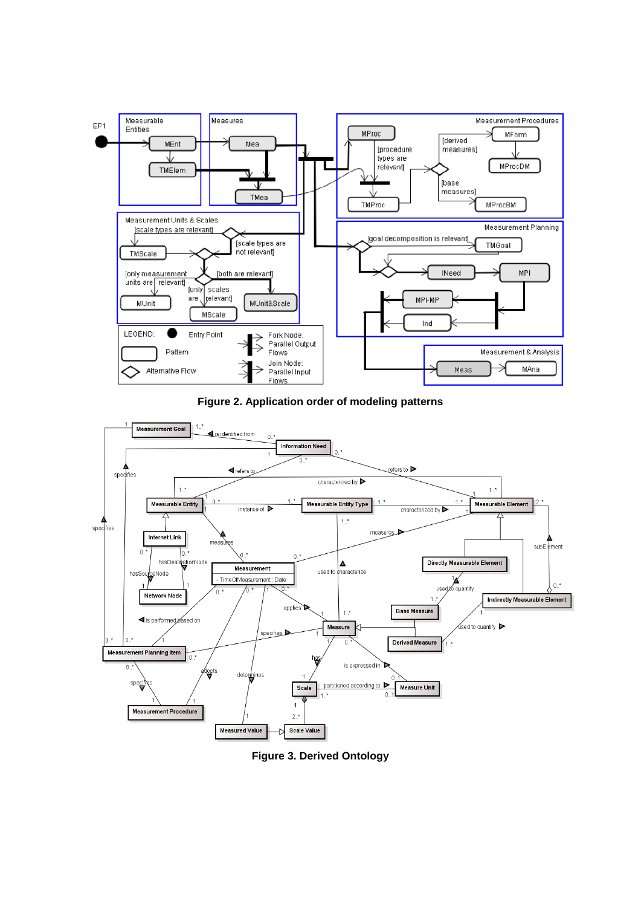**Figure 2. Application order of modeling patterns**

**Figure 3. Derived Ontology**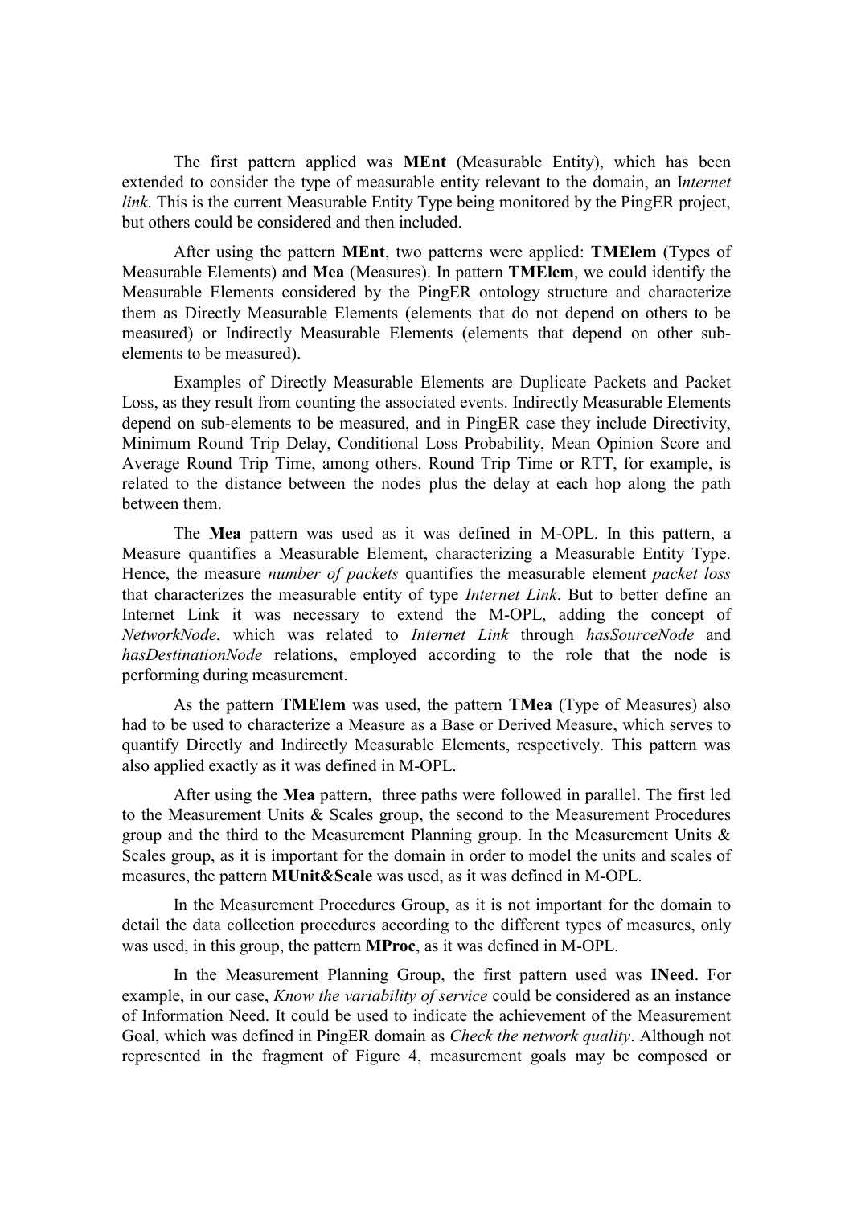The first pattern applied was **MEnt** (Measurable Entity), which has been extended to consider the type of measurable entity relevant to the domain, an I*nternet link*. This is the current Measurable Entity Type being monitored by the PingER project, but others could be considered and then included.

After using the pattern **MEnt**, two patterns were applied: **TMElem** (Types of Measurable Elements) and **Mea** (Measures). In pattern **TMElem**, we could identify the Measurable Elements considered by the PingER ontology structure and characterize them as Directly Measurable Elements (elements that do not depend on others to be measured) or Indirectly Measurable Elements (elements that depend on other sub-elements to be measured).

Examples of Directly Measurable Elements are Duplicate Packets and Packet Loss, as they result from counting the associated events. Indirectly Measurable Elements depend on sub-elements to be measured, and in PingER case they include Directivity, Minimum Round Trip Delay, Conditional Loss Probability, Mean Opinion Score and Average Round Trip Time, among others. Round Trip Time or RTT, for example, is related to the distance between the nodes plus the delay at each hop along the path between them.

The **Mea** pattern was used as it was defined in M-OPL. In this pattern, a Measure quantifies a Measurable Element, characterizing a Measurable Entity Type. Hence, the measure *number of packets* quantifies the measurable element *packet loss* that characterizes the measurable entity of type *Internet Link*. But to better define an Internet Link it was necessary to extend the M-OPL, adding the concept of *NetworkNode*, which was related to *Internet Link* through *hasSourceNode* and *hasDestinationNode* relations, employed according to the role that the node is performing during measurement.

As the pattern **TMElem** was used, the pattern **TMea** (Type of Measures) also had to be used to characterize a Measure as a Base or Derived Measure, which serves to quantify Directly and Indirectly Measurable Elements, respectively. This pattern was also applied exactly as it was defined in M-OPL.

After using the **Mea** pattern, three paths were followed in parallel. The first led to the Measurement Units & Scales group, the second to the Measurement Procedures group and the third to the Measurement Planning group. In the Measurement Units & Scales group, as it is important for the domain in order to model the units and scales of measures, the pattern **MUnit&Scale** was used, as it was defined in M-OPL.

In the Measurement Procedures Group, as it is not important for the domain to detail the data collection procedures according to the different types of measures, only was used, in this group, the pattern **MProc**, as it was defined in M-OPL.

In the Measurement Planning Group, the first pattern used was **INeed**. For example, in our case, *Know the variability of service* could be considered as an instance of Information Need. It could be used to indicate the achievement of the Measurement Goal, which was defined in PingER domain as *Check the network quality*. Although not represented in the fragment of Figure 4, measurement goals may be composed or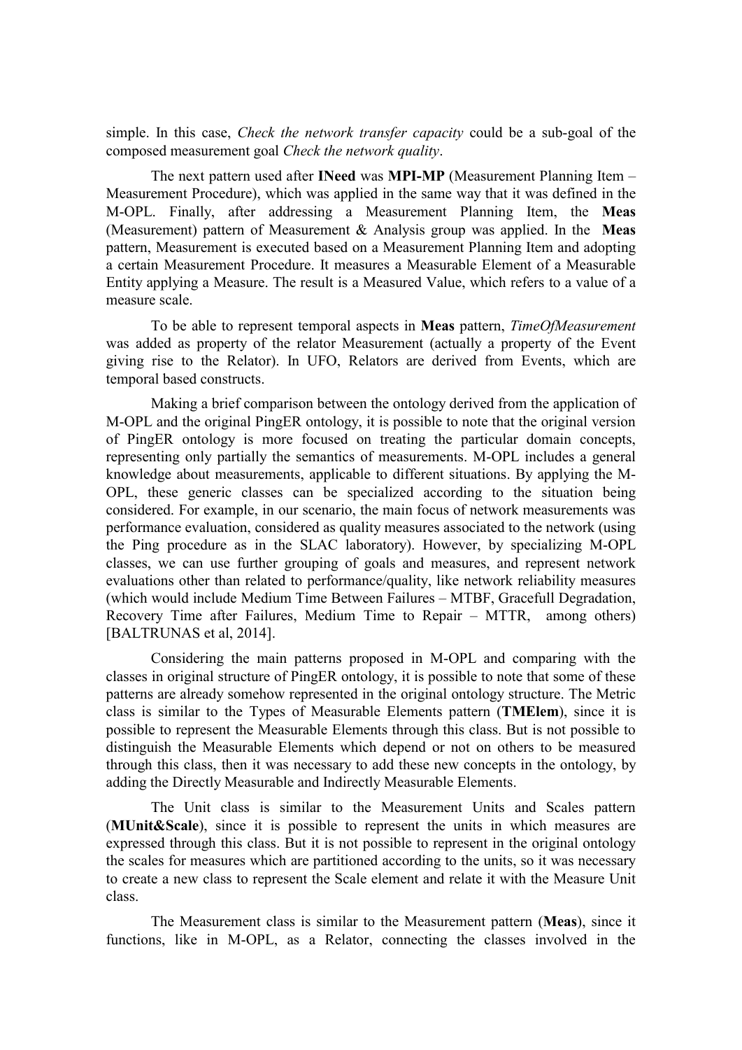simple. In this case, *Check the network transfer capacity* could be a sub-goal of the composed measurement goal *Check the network quality*.

The next pattern used after **INeed** was **MPI-MP** (Measurement Planning Item – Measurement Procedure), which was applied in the same way that it was defined in the M-OPL. Finally, after addressing a Measurement Planning Item, the **Meas** (Measurement) pattern of Measurement & Analysis group was applied. In the **Meas** pattern, Measurement is executed based on a Measurement Planning Item and adopting a certain Measurement Procedure. It measures a Measurable Element of a Measurable Entity applying a Measure. The result is a Measured Value, which refers to a value of a measure scale.

To be able to represent temporal aspects in **Meas** pattern, *TimeOfMeasurement* was added as property of the relator Measurement (actually a property of the Event giving rise to the Relator). In UFO, Relators are derived from Events, which are temporal based constructs.

Making a brief comparison between the ontology derived from the application of M-OPL and the original PingER ontology, it is possible to note that the original version of PingER ontology is more focused on treating the particular domain concepts, representing only partially the semantics of measurements. M-OPL includes a general knowledge about measurements, applicable to different situations. By applying the M-OPL, these generic classes can be specialized according to the situation being considered. For example, in our scenario, the main focus of network measurements was performance evaluation, considered as quality measures associated to the network (using the Ping procedure as in the SLAC laboratory). However, by specializing M-OPL classes, we can use further grouping of goals and measures, and represent network evaluations other than related to performance/quality, like network reliability measures (which would include Medium Time Between Failures – MTBF, Gracefull Degradation, Recovery Time after Failures, Medium Time to Repair – MTTR, among others) [BALTRUNAS et al, 2014].

Considering the main patterns proposed in M-OPL and comparing with the classes in original structure of PingER ontology, it is possible to note that some of these patterns are already somehow represented in the original ontology structure. The Metric class is similar to the Types of Measurable Elements pattern (**TMElem**), since it is possible to represent the Measurable Elements through this class. But is not possible to distinguish the Measurable Elements which depend or not on others to be measured through this class, then it was necessary to add these new concepts in the ontology, by adding the Directly Measurable and Indirectly Measurable Elements.

The Unit class is similar to the Measurement Units and Scales pattern (**MUnit&Scale**), since it is possible to represent the units in which measures are expressed through this class. But it is not possible to represent in the original ontology the scales for measures which are partitioned according to the units, so it was necessary to create a new class to represent the Scale element and relate it with the Measure Unit class.

The Measurement class is similar to the Measurement pattern (**Meas**), since it functions, like in M-OPL, as a Relator, connecting the classes involved in the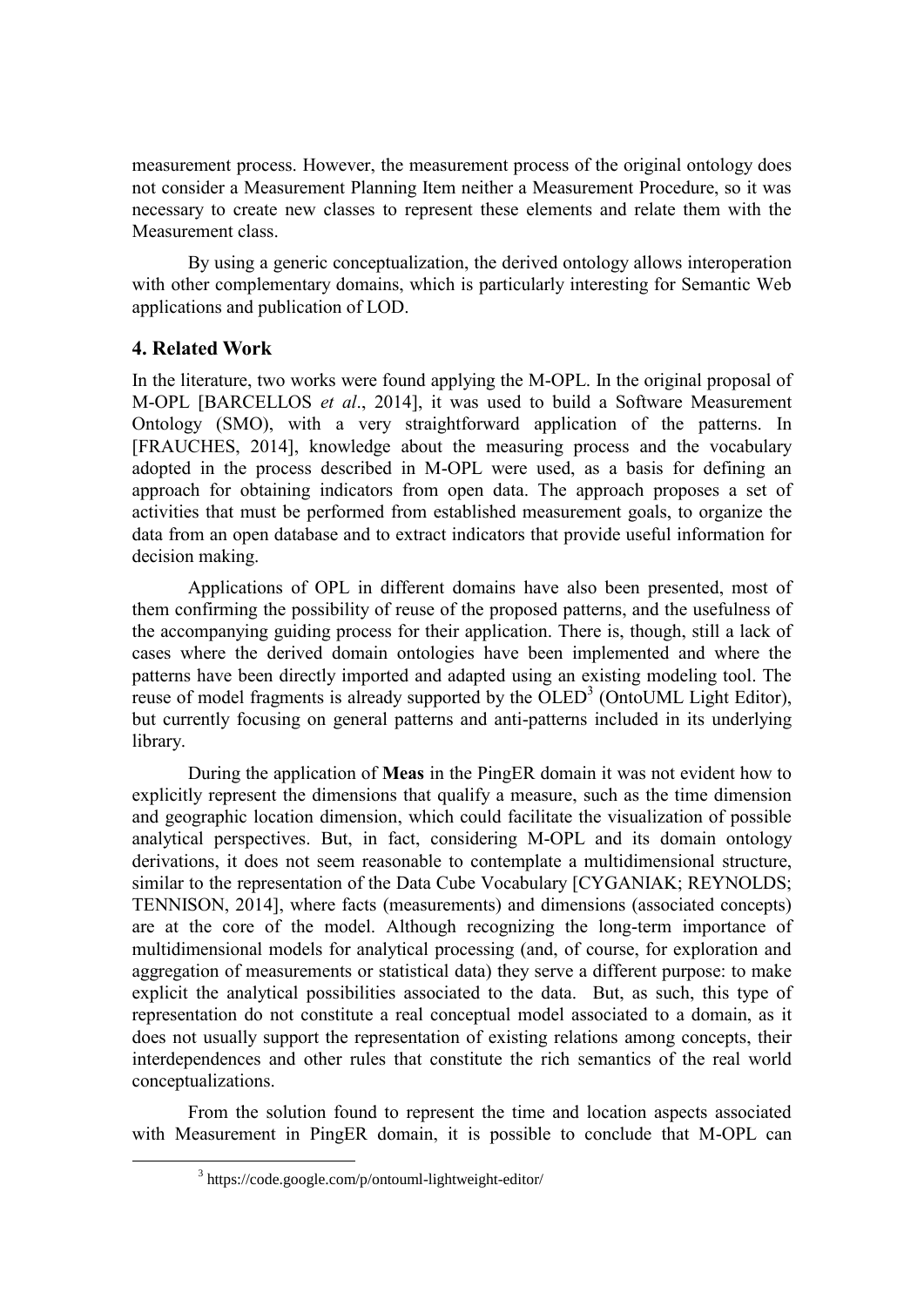measurement process. However, the measurement process of the original ontology does not consider a Measurement Planning Item neither a Measurement Procedure, so it was necessary to create new classes to represent these elements and relate them with the Measurement class.

By using a generic conceptualization, the derived ontology allows interoperation with other complementary domains, which is particularly interesting for Semantic Web applications and publication of LOD.

## 4. Related Work

In the literature, two works were found applying the M-OPL. In the original proposal of M-OPL [BARCELLOS *et al*., 2014], it was used to build a Software Measurement Ontology (SMO), with a very straightforward application of the patterns. In [FRAUCHES, 2014], knowledge about the measuring process and the vocabulary adopted in the process described in M-OPL were used, as a basis for defining an approach for obtaining indicators from open data. The approach proposes a set of activities that must be performed from established measurement goals, to organize the data from an open database and to extract indicators that provide useful information for decision making.

Applications of OPL in different domains have also been presented, most of them confirming the possibility of reuse of the proposed patterns, and the usefulness of the accompanying guiding process for their application. There is, though, still a lack of cases where the derived domain ontologies have been implemented and where the patterns have been directly imported and adapted using an existing modeling tool. The reuse of model fragments is already supported by the OLED[3] (OntoUML Light Editor), but currently focusing on general patterns and anti-patterns included in its underlying library.

During the application of **Meas** in the PingER domain it was not evident how to explicitly represent the dimensions that qualify a measure, such as the time dimension and geographic location dimension, which could facilitate the visualization of possible analytical perspectives. But, in fact, considering M-OPL and its domain ontology derivations, it does not seem reasonable to contemplate a multidimensional structure, similar to the representation of the Data Cube Vocabulary [CYGANIAK; REYNOLDS; TENNISON, 2014], where facts (measurements) and dimensions (associated concepts) are at the core of the model. Although recognizing the long-term importance of multidimensional models for analytical processing (and, of course, for exploration and aggregation of measurements or statistical data) they serve a different purpose: to make explicit the analytical possibilities associated to the data. But, as such, this type of representation do not constitute a real conceptual model associated to a domain, as it does not usually support the representation of existing relations among concepts, their interdependences and other rules that constitute the rich semantics of the real world conceptualizations.

From the solution found to represent the time and location aspects associated with Measurement in PingER domain, it is possible to conclude that M-OPL can

[3] https://code.google.com/p/ontouml-lightweight-editor/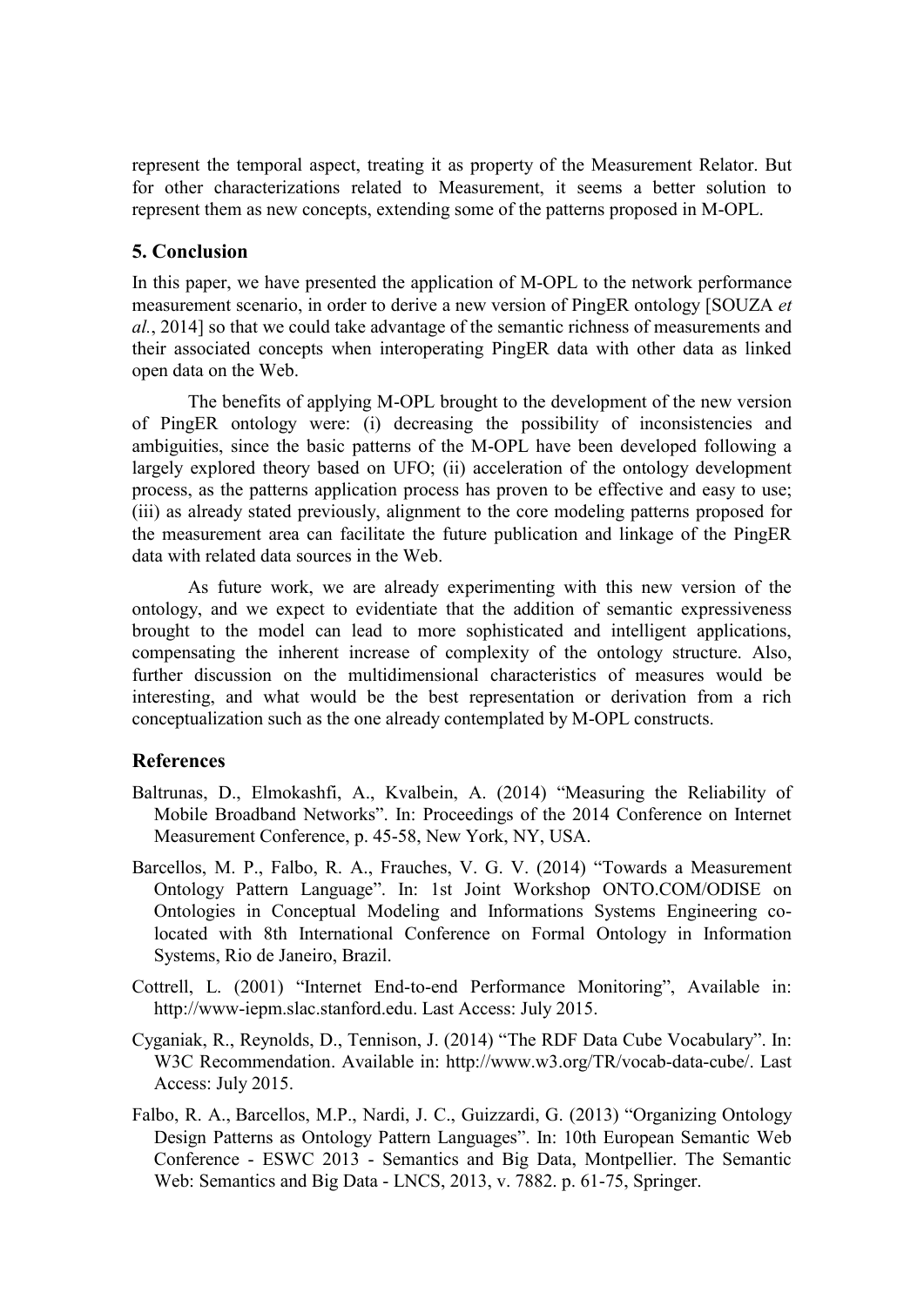represent the temporal aspect, treating it as property of the Measurement Relator. But for other characterizations related to Measurement, it seems a better solution to represent them as new concepts, extending some of the patterns proposed in M-OPL.

## 5. Conclusion

In this paper, we have presented the application of M-OPL to the network performance measurement scenario, in order to derive a new version of PingER ontology [SOUZA *et al.*, 2014] so that we could take advantage of the semantic richness of measurements and their associated concepts when interoperating PingER data with other data as linked open data on the Web.

The benefits of applying M-OPL brought to the development of the new version of PingER ontology were: (i) decreasing the possibility of inconsistencies and ambiguities, since the basic patterns of the M-OPL have been developed following a largely explored theory based on UFO; (ii) acceleration of the ontology development process, as the patterns application process has proven to be effective and easy to use; (iii) as already stated previously, alignment to the core modeling patterns proposed for the measurement area can facilitate the future publication and linkage of the PingER data with related data sources in the Web.

As future work, we are already experimenting with this new version of the ontology, and we expect to evidentiate that the addition of semantic expressiveness brought to the model can lead to more sophisticated and intelligent applications, compensating the inherent increase of complexity of the ontology structure. Also, further discussion on the multidimensional characteristics of measures would be interesting, and what would be the best representation or derivation from a rich conceptualization such as the one already contemplated by M-OPL constructs.

## References

Baltrunas, D., Elmokashfi, A., Kvalbein, A. (2014) "Measuring the Reliability of Mobile Broadband Networks". In: Proceedings of the 2014 Conference on Internet Measurement Conference, p. 45-58, New York, NY, USA.

Barcellos, M. P., Falbo, R. A., Frauches, V. G. V. (2014) "Towards a Measurement Ontology Pattern Language". In: 1st Joint Workshop ONTO.COM/ODISE on Ontologies in Conceptual Modeling and Informations Systems Engineering co-located with 8th International Conference on Formal Ontology in Information Systems, Rio de Janeiro, Brazil.

Cottrell, L. (2001) "Internet End-to-end Performance Monitoring", Available in: http://www-iepm.slac.stanford.edu. Last Access: July 2015.

Cyganiak, R., Reynolds, D., Tennison, J. (2014) "The RDF Data Cube Vocabulary". In: W3C Recommendation. Available in: http://www.w3.org/TR/vocab-data-cube/. Last Access: July 2015.

Falbo, R. A., Barcellos, M.P., Nardi, J. C., Guizzardi, G. (2013) "Organizing Ontology Design Patterns as Ontology Pattern Languages". In: 10th European Semantic Web Conference - ESWC 2013 - Semantics and Big Data, Montpellier. The Semantic Web: Semantics and Big Data - LNCS, 2013, v. 7882. p. 61-75, Springer.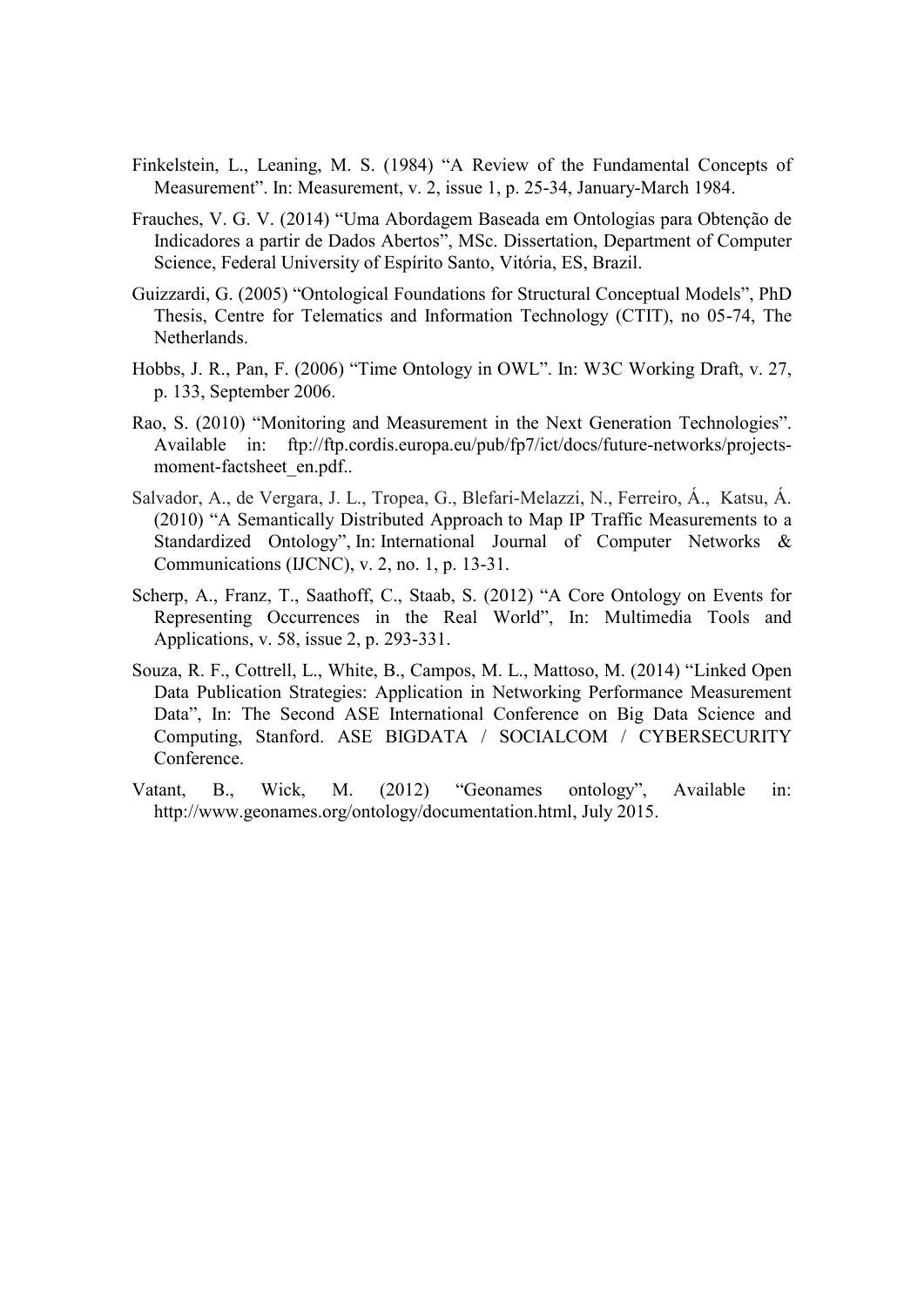Finkelstein, L., Leaning, M. S. (1984) “A Review of the Fundamental Concepts of Measurement”. In: Measurement, v. 2, issue 1, p. 25-34, January-March 1984.

Frauches, V. G. V. (2014) “Uma Abordagem Baseada em Ontologias para Obtenção de Indicadores a partir de Dados Abertos”, MSc. Dissertation, Department of Computer Science, Federal University of Espírito Santo, Vitória, ES, Brazil.

Guizzardi, G. (2005) “Ontological Foundations for Structural Conceptual Models”, PhD Thesis, Centre for Telematics and Information Technology (CTIT), no 05-74, The Netherlands.

Hobbs, J. R., Pan, F. (2006) “Time Ontology in OWL”. In: W3C Working Draft, v. 27, p. 133, September 2006.

Rao, S. (2010) “Monitoring and Measurement in the Next Generation Technologies”. Available in: ftp://ftp.cordis.europa.eu/pub/fp7/ict/docs/future-networks/projects-moment-factsheet_en.pdf..

Salvador, A., de Vergara, J. L., Tropea, G., Blefari-Melazzi, N., Ferreiro, Á., Katsu, Á. (2010) “A Semantically Distributed Approach to Map IP Traffic Measurements to a Standardized Ontology”, In: International Journal of Computer Networks & Communications (IJCNC), v. 2, no. 1, p. 13-31.

Scherp, A., Franz, T., Saathoff, C., Staab, S. (2012) “A Core Ontology on Events for Representing Occurrences in the Real World”, In: Multimedia Tools and Applications, v. 58, issue 2, p. 293-331.

Souza, R. F., Cottrell, L., White, B., Campos, M. L., Mattoso, M. (2014) “Linked Open Data Publication Strategies: Application in Networking Performance Measurement Data”, In: The Second ASE International Conference on Big Data Science and Computing, Stanford. ASE BIGDATA / SOCIALCOM / CYBERSECURITY Conference.

Vatant, B., Wick, M. (2012) “Geonames ontology”, Available in: http://www.geonames.org/ontology/documentation.html, July 2015.